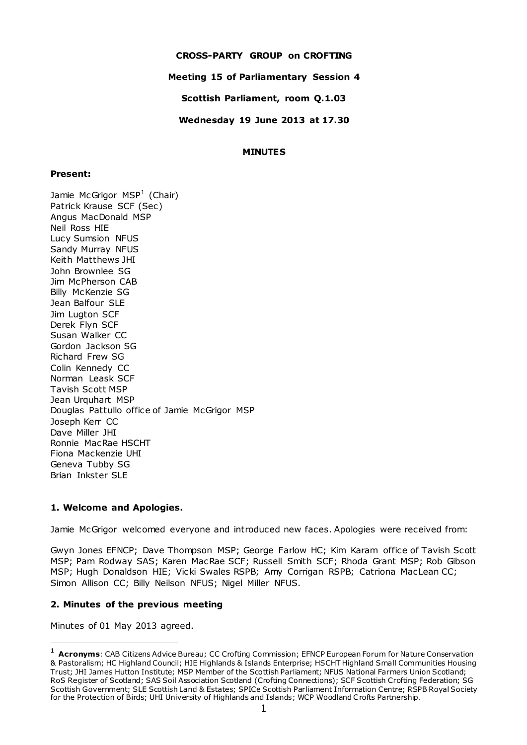**CROSS-PARTY GROUP on CROFTING**

**Meeting 15 of Parliamentary Session 4**

**Scottish Parliament, room Q.1.03**

**Wednesday 19 June 2013 at 17.30**

**MINUTES**

**Present:**

Jamie McGrigor MSP[1] (Chair)
Patrick Krause SCF (Sec)
Angus MacDonald MSP
Neil Ross HIE
Lucy Sumsion NFUS
Sandy Murray NFUS
Keith Matthews JHI
John Brownlee SG
Jim McPherson CAB
Billy McKenzie SG
Jean Balfour SLE
Jim Lugton SCF
Derek Flyn SCF
Susan Walker CC
Gordon Jackson SG
Richard Frew SG
Colin Kennedy CC
Norman Leask SCF
Tavish Scott MSP
Jean Urquhart MSP
Douglas Pattullo office of Jamie McGrigor MSP
Joseph Kerr CC
Dave Miller JHI
Ronnie MacRae HSCHT
Fiona Mackenzie UHI
Geneva Tubby SG
Brian Inkster SLE

## 1. Welcome and Apologies.

Jamie McGrigor welcomed everyone and introduced new faces. Apologies were received from:

Gwyn Jones EFNCP; Dave Thompson MSP; George Farlow HC; Kim Karam office of Tavish Scott MSP; Pam Rodway SAS; Karen MacRae SCF; Russell Smith SCF; Rhoda Grant MSP; Rob Gibson MSP; Hugh Donaldson HIE; Vicki Swales RSPB; Amy Corrigan RSPB; Catriona MacLean CC; Simon Allison CC; Billy Neilson NFUS; Nigel Miller NFUS.

## 2. Minutes of the previous meeting

Minutes of 01 May 2013 agreed.

---

[1] **Acronyms**: CAB Citizens Advice Bureau; CC Crofting Commission; EFNCP European Forum for Nature Conservation & Pastoralism; HC Highland Council; HIE Highlands & Islands Enterprise; HSCHT Highland Small Communities Housing Trust; JHI James Hutton Institute; MSP Member of the Scottish Parliament; NFUS National Farmers Union Scotland; RoS Register of Scotland; SAS Soil Association Scotland (Crofting Connections); SCF Scottish Crofting Federation; SG Scottish Government; SLE Scottish Land & Estates; SPICe Scottish Parliament Information Centre; RSPB Royal Society for the Protection of Birds; UHI University of Highlands and Islands; WCP Woodland Crofts Partnership.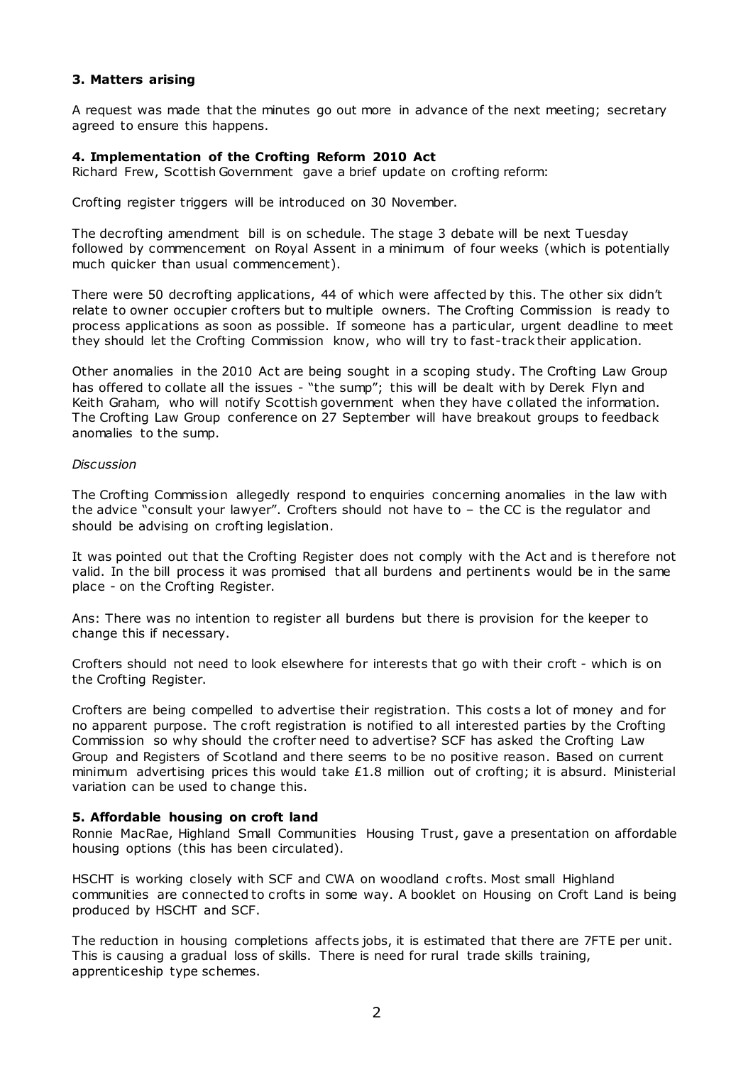**3. Matters arising**

A request was made that the minutes go out more in advance of the next meeting; secretary agreed to ensure this happens.

**4. Implementation of the Crofting Reform 2010 Act**

Richard Frew, Scottish Government gave a brief update on crofting reform:

Crofting register triggers will be introduced on 30 November.

The decrofting amendment bill is on schedule. The stage 3 debate will be next Tuesday followed by commencement on Royal Assent in a minimum of four weeks (which is potentially much quicker than usual commencement).

There were 50 decrofting applications, 44 of which were affected by this. The other six didn't relate to owner occupier crofters but to multiple owners. The Crofting Commission is ready to process applications as soon as possible. If someone has a particular, urgent deadline to meet they should let the Crofting Commission know, who will try to fast-track their application.

Other anomalies in the 2010 Act are being sought in a scoping study. The Crofting Law Group has offered to collate all the issues - "the sump"; this will be dealt with by Derek Flyn and Keith Graham, who will notify Scottish government when they have collated the information. The Crofting Law Group conference on 27 September will have breakout groups to feedback anomalies to the sump.

*Discussion*

The Crofting Commission allegedly respond to enquiries concerning anomalies in the law with the advice "consult your lawyer". Crofters should not have to – the CC is the regulator and should be advising on crofting legislation.

It was pointed out that the Crofting Register does not comply with the Act and is therefore not valid. In the bill process it was promised that all burdens and pertinents would be in the same place - on the Crofting Register.

Ans: There was no intention to register all burdens but there is provision for the keeper to change this if necessary.

Crofters should not need to look elsewhere for interests that go with their croft - which is on the Crofting Register.

Crofters are being compelled to advertise their registration. This costs a lot of money and for no apparent purpose. The croft registration is notified to all interested parties by the Crofting Commission so why should the crofter need to advertise? SCF has asked the Crofting Law Group and Registers of Scotland and there seems to be no positive reason. Based on current minimum advertising prices this would take £1.8 million out of crofting; it is absurd. Ministerial variation can be used to change this.

**5. Affordable housing on croft land**

Ronnie MacRae, Highland Small Communities Housing Trust, gave a presentation on affordable housing options (this has been circulated).

HSCHT is working closely with SCF and CWA on woodland crofts. Most small Highland communities are connected to crofts in some way. A booklet on Housing on Croft Land is being produced by HSCHT and SCF.

The reduction in housing completions affects jobs, it is estimated that there are 7FTE per unit. This is causing a gradual loss of skills. There is need for rural trade skills training, apprenticeship type schemes.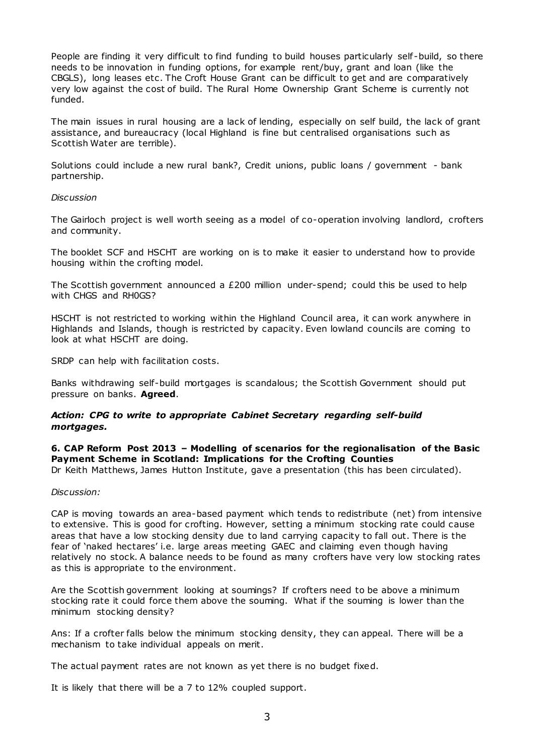People are finding it very difficult to find funding to build houses particularly self-build, so there needs to be innovation in funding options, for example rent/buy, grant and loan (like the CBGLS), long leases etc. The Croft House Grant can be difficult to get and are comparatively very low against the cost of build. The Rural Home Ownership Grant Scheme is currently not funded.

The main issues in rural housing are a lack of lending, especially on self build, the lack of grant assistance, and bureaucracy (local Highland is fine but centralised organisations such as Scottish Water are terrible).

Solutions could include a new rural bank?, Credit unions, public loans / government - bank partnership.

*Discussion*

The Gairloch project is well worth seeing as a model of co-operation involving landlord, crofters and community.

The booklet SCF and HSCHT are working on is to make it easier to understand how to provide housing within the crofting model.

The Scottish government announced a £200 million under-spend; could this be used to help with CHGS and RH0GS?

HSCHT is not restricted to working within the Highland Council area, it can work anywhere in Highlands and Islands, though is restricted by capacity. Even lowland councils are coming to look at what HSCHT are doing.

SRDP can help with facilitation costs.

Banks withdrawing self-build mortgages is scandalous; the Scottish Government should put pressure on banks. **Agreed**.

***Action: CPG to write to appropriate Cabinet Secretary regarding self-build mortgages.***

**6. CAP Reform Post 2013 – Modelling of scenarios for the regionalisation of the Basic Payment Scheme in Scotland: Implications for the Crofting Counties**
Dr Keith Matthews, James Hutton Institute, gave a presentation (this has been circulated).

*Discussion:*

CAP is moving towards an area-based payment which tends to redistribute (net) from intensive to extensive. This is good for crofting. However, setting a minimum stocking rate could cause areas that have a low stocking density due to land carrying capacity to fall out. There is the fear of 'naked hectares' i.e. large areas meeting GAEC and claiming even though having relatively no stock. A balance needs to be found as many crofters have very low stocking rates as this is appropriate to the environment.

Are the Scottish government looking at soumings? If crofters need to be above a minimum stocking rate it could force them above the souming. What if the souming is lower than the minimum stocking density?

Ans: If a crofter falls below the minimum stocking density, they can appeal. There will be a mechanism to take individual appeals on merit.

The actual payment rates are not known as yet there is no budget fixed.

It is likely that there will be a 7 to 12% coupled support.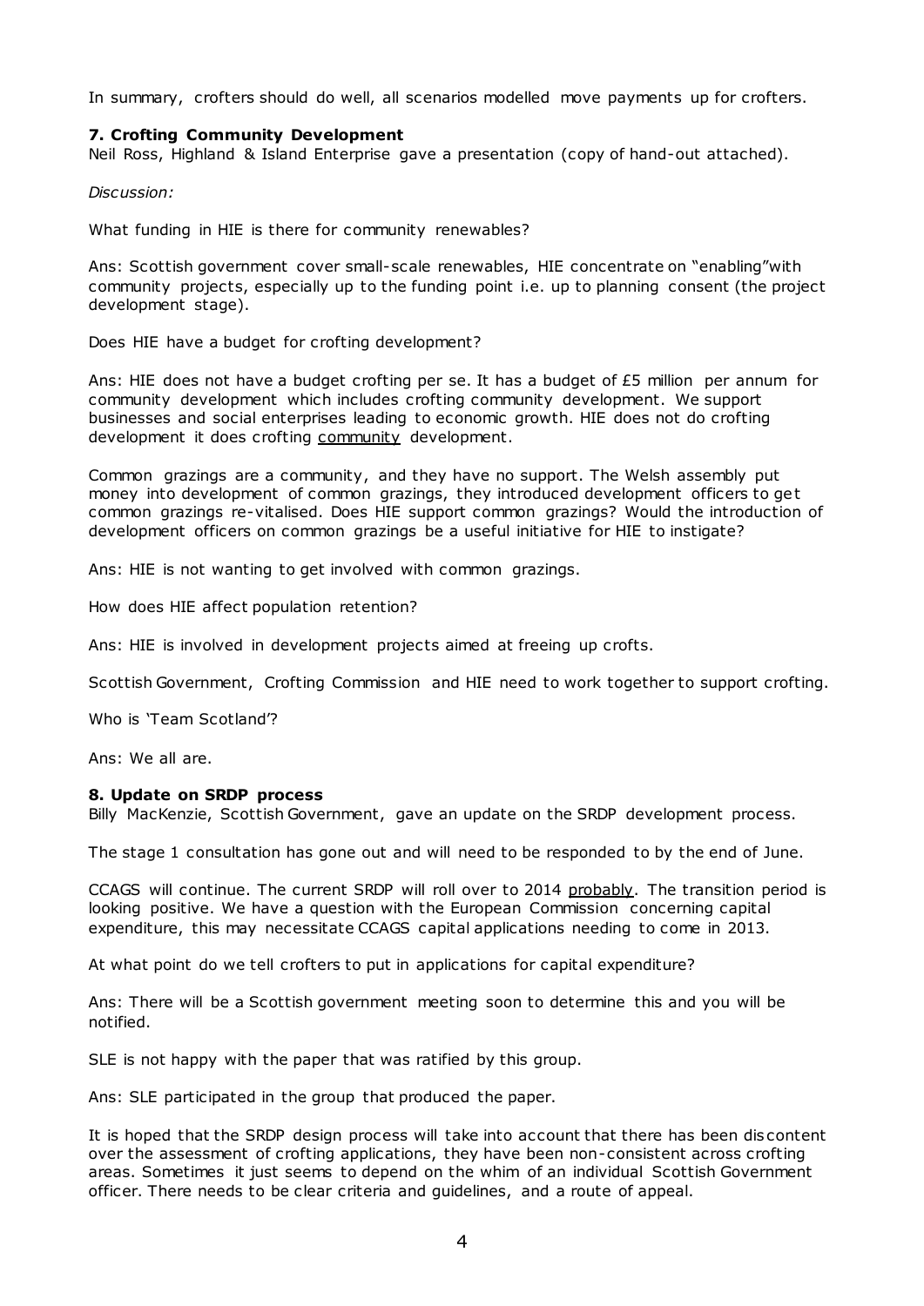In summary, crofters should do well, all scenarios modelled move payments up for crofters.

### 7. Crofting Community Development

Neil Ross, Highland & Island Enterprise gave a presentation (copy of hand-out attached).

*Discussion:*

What funding in HIE is there for community renewables?

Ans: Scottish government cover small-scale renewables, HIE concentrate on "enabling"with community projects, especially up to the funding point i.e. up to planning consent (the project development stage).

Does HIE have a budget for crofting development?

Ans: HIE does not have a budget crofting per se. It has a budget of £5 million per annum for community development which includes crofting community development. We support businesses and social enterprises leading to economic growth. HIE does not do crofting development it does crofting community development.

Common grazings are a community, and they have no support. The Welsh assembly put money into development of common grazings, they introduced development officers to get common grazings re-vitalised. Does HIE support common grazings? Would the introduction of development officers on common grazings be a useful initiative for HIE to instigate?

Ans: HIE is not wanting to get involved with common grazings.

How does HIE affect population retention?

Ans: HIE is involved in development projects aimed at freeing up crofts.

Scottish Government, Crofting Commission and HIE need to work together to support crofting.

Who is 'Team Scotland'?

Ans: We all are.

### 8. Update on SRDP process

Billy MacKenzie, Scottish Government, gave an update on the SRDP development process.

The stage 1 consultation has gone out and will need to be responded to by the end of June.

CCAGS will continue. The current SRDP will roll over to 2014 probably. The transition period is looking positive. We have a question with the European Commission concerning capital expenditure, this may necessitate CCAGS capital applications needing to come in 2013.

At what point do we tell crofters to put in applications for capital expenditure?

Ans: There will be a Scottish government meeting soon to determine this and you will be notified.

SLE is not happy with the paper that was ratified by this group.

Ans: SLE participated in the group that produced the paper.

It is hoped that the SRDP design process will take into account that there has been discontent over the assessment of crofting applications, they have been non-consistent across crofting areas. Sometimes it just seems to depend on the whim of an individual Scottish Government officer. There needs to be clear criteria and guidelines, and a route of appeal.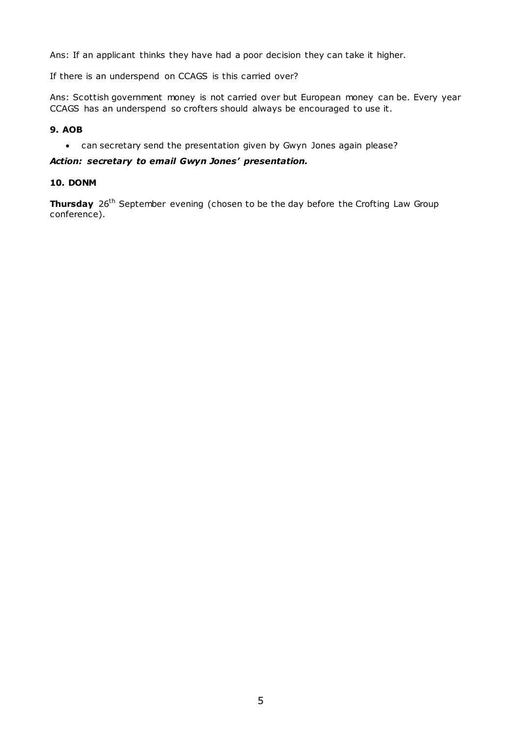Ans: If an applicant thinks they have had a poor decision they can take it higher.

If there is an underspend on CCAGS is this carried over?

Ans: Scottish government money is not carried over but European money can be. Every year CCAGS has an underspend so crofters should always be encouraged to use it.

### 9. AOB

- can secretary send the presentation given by Gwyn Jones again please?

***Action: secretary to email Gwyn Jones' presentation.***

### 10. DONM

**Thursday** 26th September evening (chosen to be the day before the Crofting Law Group conference).